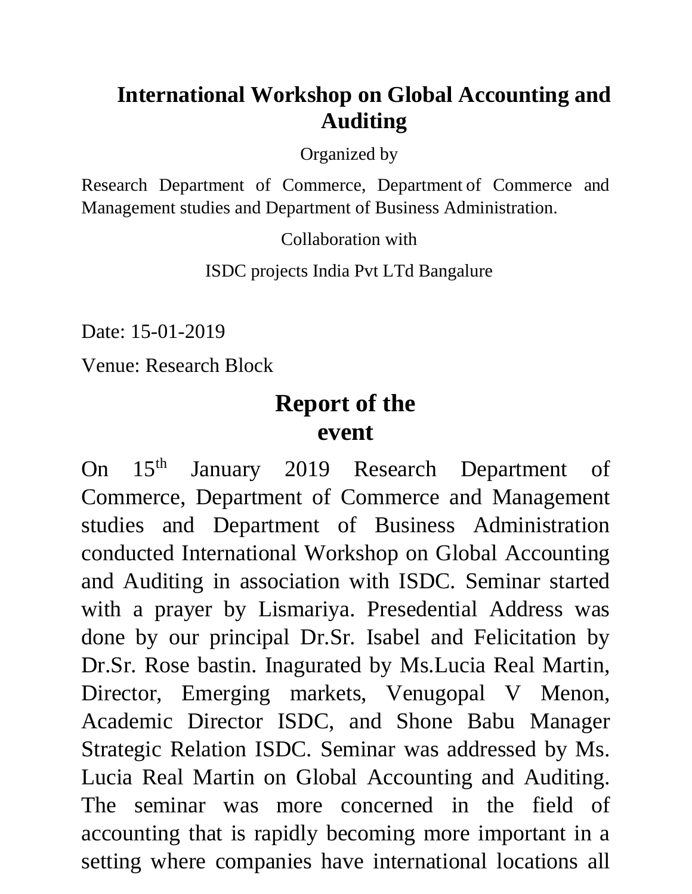# International Workshop on Global Accounting and Auditing

Organized by

Research Department of Commerce, Department of Commerce and Management studies and Department of Business Administration.

Collaboration with

ISDC projects India Pvt LTd Bangalure

Date: 15-01-2019

Venue: Research Block

## Report of the event

On 15th January 2019 Research Department of Commerce, Department of Commerce and Management studies and Department of Business Administration conducted International Workshop on Global Accounting and Auditing in association with ISDC. Seminar started with a prayer by Lismariya. Presedential Address was done by our principal Dr.Sr. Isabel and Felicitation by Dr.Sr. Rose bastin. Inagurated by Ms.Lucia Real Martin, Director, Emerging markets, Venugopal V Menon, Academic Director ISDC, and Shone Babu Manager Strategic Relation ISDC. Seminar was addressed by Ms. Lucia Real Martin on Global Accounting and Auditing. The seminar was more concerned in the field of accounting that is rapidly becoming more important in a setting where companies have international locations all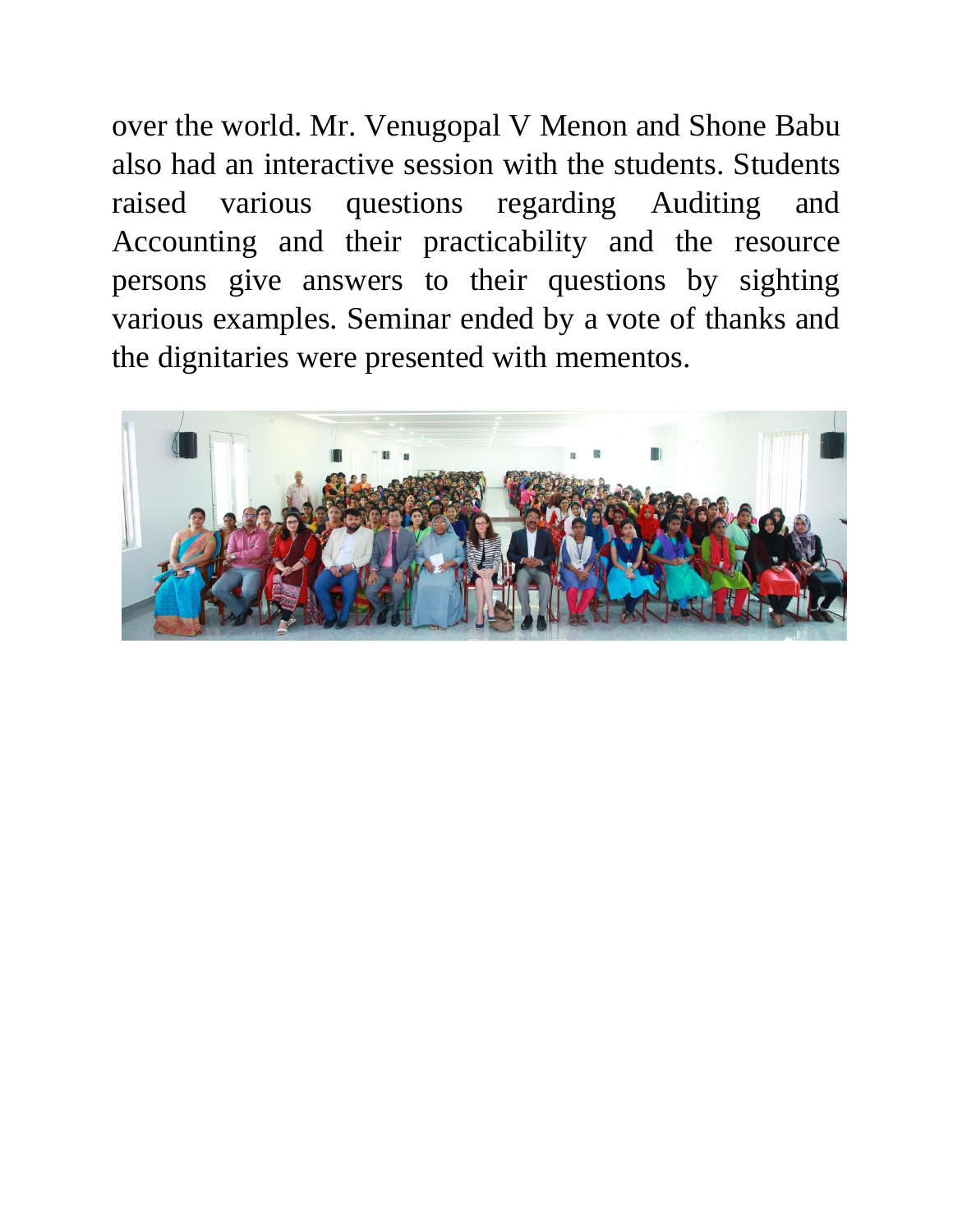over the world. Mr. Venugopal V Menon and Shone Babu also had an interactive session with the students. Students raised various questions regarding Auditing and Accounting and their practicability and the resource persons give answers to their questions by sighting various examples. Seminar ended by a vote of thanks and the dignitaries were presented with mementos.